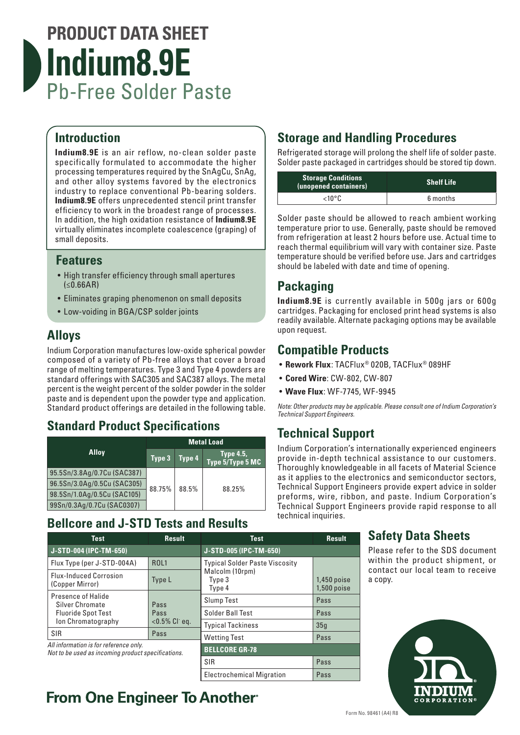# PRODUCT DATA SHEET

# Indium8.9E

## Pb-Free Solder Paste

## Introduction

**Indium8.9E** is an air reflow, no-clean solder paste specifically formulated to accommodate the higher processing temperatures required by the SnAgCu, SnAg, and other alloy systems favored by the electronics industry to replace conventional Pb-bearing solders. **Indium8.9E** offers unprecedented stencil print transfer efficiency to work in the broadest range of processes. In addition, the high oxidation resistance of **Indium8.9E** virtually eliminates incomplete coalescence (graping) of small deposits.

## Features

- High transfer efficiency through small apertures (≤0.66AR)
- Eliminates graping phenomenon on small deposits
- Low-voiding in BGA/CSP solder joints

## Alloys

Indium Corporation manufactures low-oxide spherical powder composed of a variety of Pb-free alloys that cover a broad range of melting temperatures. Type 3 and Type 4 powders are standard offerings with SAC305 and SAC387 alloys. The metal percent is the weight percent of the solder powder in the solder paste and is dependent upon the powder type and application. Standard product offerings are detailed in the following table.

## Standard Product Specifications

| Alloy | Metal Load | | |
|---|---|---|---|
| | Type 3 | Type 4 | Type 4.5, Type 5/Type 5 MC |
| 95.5Sn/3.8Ag/0.7Cu (SAC387) | 88.75% | 88.5% | 88.25% |
| 96.5Sn/3.0Ag/0.5Cu (SAC305) | | | |
| 98.5Sn/1.0Ag/0.5Cu (SAC105) | | | |
| 99Sn/0.3Ag/0.7Cu (SAC0307) | | | |

## Bellcore and J-STD Tests and Results

| Test | Result |
|---|---|
| **J-STD-004 (IPC-TM-650)** | |
| Flux Type (per J-STD-004A) | ROL1 |
| Flux-Induced Corrosion (Copper Mirror) | Type L |
| Presence of Halide<br>Silver Chromate<br>Fluoride Spot Test<br>Ion Chromatography | <br>Pass<br>Pass<br><0.5% Cl⁻ eq. |
| SIR | Pass |

*All information is for reference only.*
*Not to be used as incoming product specifications.*

| Test | Result |
|---|---|
| **J-STD-005 (IPC-TM-650)** | |
| Typical Solder Paste Viscosity Malcolm (10rpm)<br>Type 3<br>Type 4 | <br>1,450 poise<br>1,500 poise |
| Slump Test | Pass |
| Solder Ball Test | Pass |
| Typical Tackiness | 35g |
| Wetting Test | Pass |
| **BELLCORE GR-78** | |
| SIR | Pass |
| Electrochemical Migration | Pass |

## Storage and Handling Procedures

Refrigerated storage will prolong the shelf life of solder paste. Solder paste packaged in cartridges should be stored tip down.

| Storage Conditions (unopened containers) | Shelf Life |
|---|---|
| <10°C | 6 months |

Solder paste should be allowed to reach ambient working temperature prior to use. Generally, paste should be removed from refrigeration at least 2 hours before use. Actual time to reach thermal equilibrium will vary with container size. Paste temperature should be verified before use. Jars and cartridges should be labeled with date and time of opening.

## Packaging

**Indium8.9E** is currently available in 500g jars or 600g cartridges. Packaging for enclosed print head systems is also readily available. Alternate packaging options may be available upon request.

## Compatible Products

- **Rework Flux**: TACFlux® 020B, TACFlux® 089HF
- **Cored Wire**: CW-802, CW-807
- **Wave Flux**: WF-7745, WF-9945

*Note: Other products may be applicable. Please consult one of Indium Corporation's Technical Support Engineers.*

## Technical Support

Indium Corporation's internationally experienced engineers provide in-depth technical assistance to our customers. Thoroughly knowledgeable in all facets of Material Science as it applies to the electronics and semiconductor sectors, Technical Support Engineers provide expert advice in solder preforms, wire, ribbon, and paste. Indium Corporation's Technical Support Engineers provide rapid response to all technical inquiries.

## Safety Data Sheets

Please refer to the SDS document within the product shipment, or contact our local team to receive a copy.

**From One Engineer To Another®**

INDIUM CORPORATION®

Form No. 98461 (A4) R8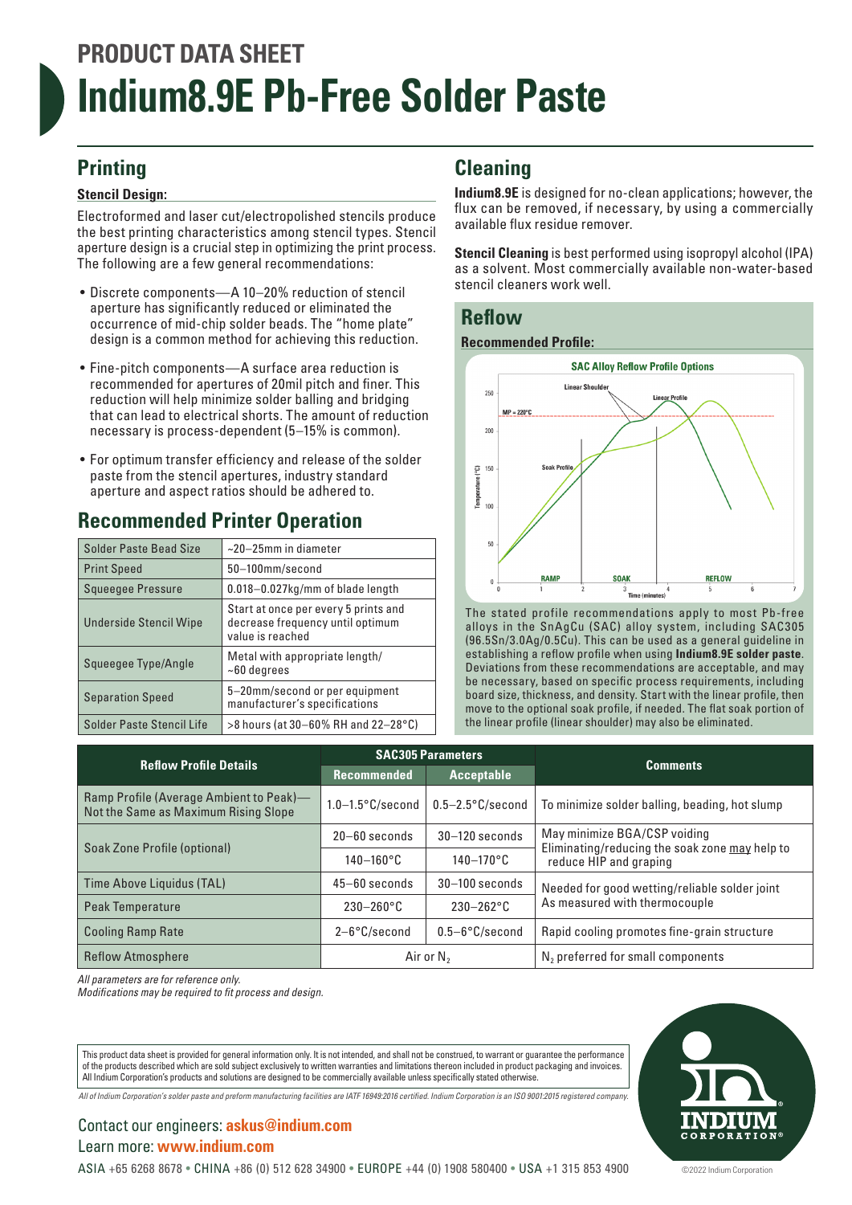# PRODUCT DATA SHEET
# Indium8.9E Pb-Free Solder Paste

## Printing

### Stencil Design:

Electroformed and laser cut/electropolished stencils produce the best printing characteristics among stencil types. Stencil aperture design is a crucial step in optimizing the print process. The following are a few general recommendations:

- Discrete components—A 10–20% reduction of stencil aperture has significantly reduced or eliminated the occurrence of mid-chip solder beads. The "home plate" design is a common method for achieving this reduction.
- Fine-pitch components—A surface area reduction is recommended for apertures of 20mil pitch and finer. This reduction will help minimize solder balling and bridging that can lead to electrical shorts. The amount of reduction necessary is process-dependent (5–15% is common).
- For optimum transfer efficiency and release of the solder paste from the stencil apertures, industry standard aperture and aspect ratios should be adhered to.

## Recommended Printer Operation

| | |
|---|---|
| Solder Paste Bead Size | ~20–25mm in diameter |
| Print Speed | 50–100mm/second |
| Squeegee Pressure | 0.018–0.027kg/mm of blade length |
| Underside Stencil Wipe | Start at once per every 5 prints and decrease frequency until optimum value is reached |
| Squeegee Type/Angle | Metal with appropriate length/ ~60 degrees |
| Separation Speed | 5–20mm/second or per equipment manufacturer's specifications |
| Solder Paste Stencil Life | >8 hours (at 30–60% RH and 22–28°C) |

## Cleaning

**Indium8.9E** is designed for no-clean applications; however, the flux can be removed, if necessary, by using a commercially available flux residue remover.

**Stencil Cleaning** is best performed using isopropyl alcohol (IPA) as a solvent. Most commercially available non-water-based stencil cleaners work well.

## Reflow

### Recommended Profile:

SAC Alloy Reflow Profile Options

Linear Shoulder
Linear Profile
MP = 220°C
Soak Profile
Temperature (°C)
0
50
100
150
200
250
0
1
2
3
4
5
6
7
Time (minutes)
RAMP
SOAK
REFLOW

The stated profile recommendations apply to most Pb-free alloys in the SnAgCu (SAC) alloy system, including SAC305 (96.5Sn/3.0Ag/0.5Cu). This can be used as a general guideline in establishing a reflow profile when using **Indium8.9E solder paste**. Deviations from these recommendations are acceptable, and may be necessary, based on specific process requirements, including board size, thickness, and density. Start with the linear profile, then move to the optional soak profile, if needed. The flat soak portion of the linear profile (linear shoulder) may also be eliminated.

| Reflow Profile Details | SAC305 Parameters | | Comments |
|---|---|---|---|
| | Recommended | Acceptable | |
| Ramp Profile (Average Ambient to Peak)—Not the Same as Maximum Rising Slope | 1.0–1.5°C/second | 0.5–2.5°C/second | To minimize solder balling, beading, hot slump |
| Soak Zone Profile (optional) | 20–60 seconds | 30–120 seconds | May minimize BGA/CSP voiding<br>Eliminating/reducing the soak zone may help to reduce HIP and graping |
| | 140–160°C | 140–170°C | |
| Time Above Liquidus (TAL) | 45–60 seconds | 30–100 seconds | Needed for good wetting/reliable solder joint<br>As measured with thermocouple |
| Peak Temperature | 230–260°C | 230–262°C | |
| Cooling Ramp Rate | 2–6°C/second | 0.5–6°C/second | Rapid cooling promotes fine-grain structure |
| Reflow Atmosphere | Air or $N_2$ | | $N_2$ preferred for small components |

*All parameters are for reference only.*
*Modifications may be required to fit process and design.*

This product data sheet is provided for general information only. It is not intended, and shall not be construed, to warrant or guarantee the performance of the products described which are sold subject exclusively to written warranties and limitations thereon included in product packaging and invoices. All Indium Corporation's products and solutions are designed to be commercially available unless specifically stated otherwise.

*All of Indium Corporation's solder paste and preform manufacturing facilities are IATF 16949:2016 certified. Indium Corporation is an ISO 9001:2015 registered company.*

Contact our engineers: **askus@indium.com**
Learn more: **www.indium.com**

ASIA +65 6268 8678 • CHINA +86 (0) 512 628 34900 • EUROPE +44 (0) 1908 580400 • USA +1 315 853 4900

INDIUM CORPORATION®

©2022 Indium Corporation